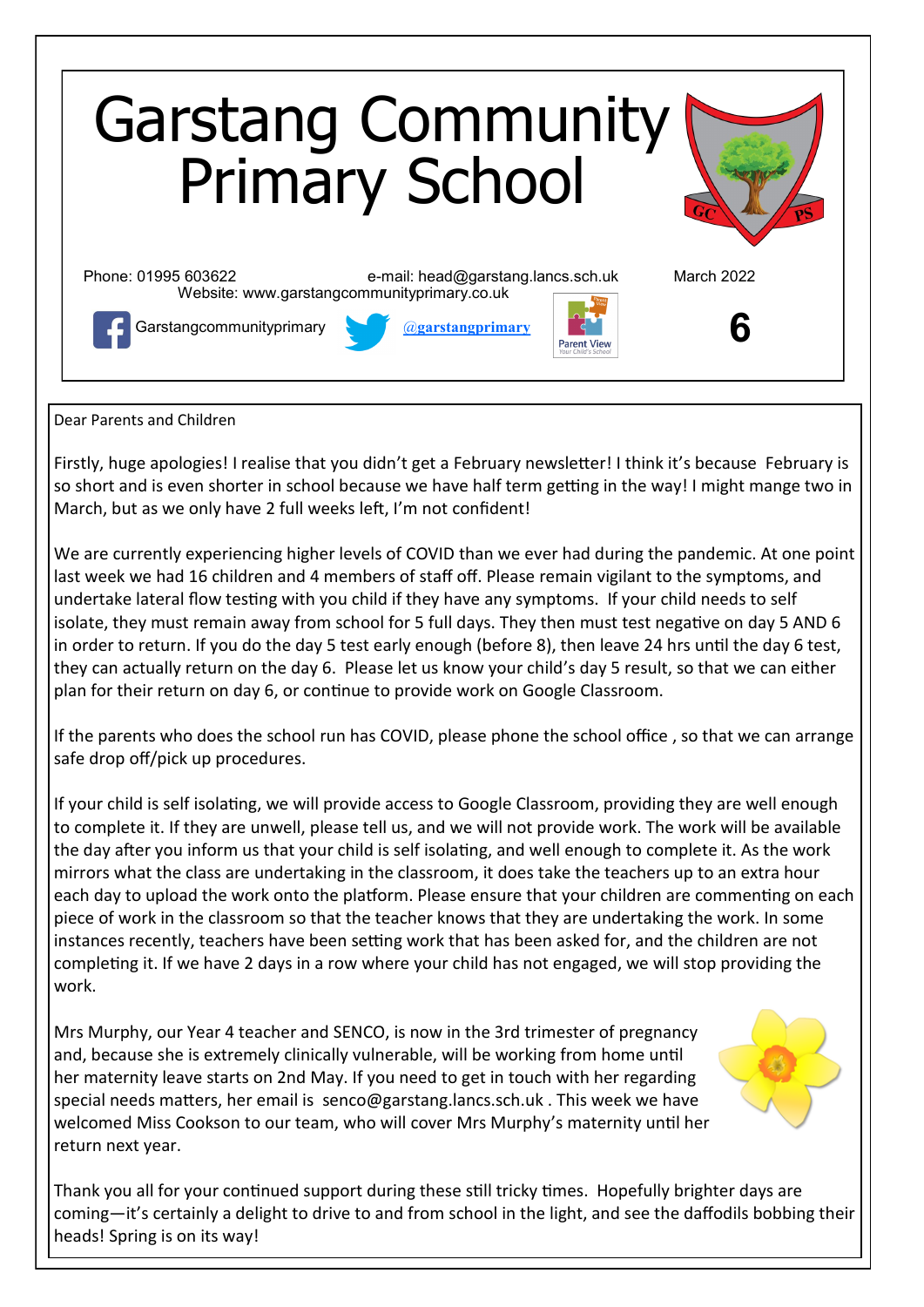# Garstang Community Primary School

Phone: 01995 603622 e-mail: head@garstang.lancs.sch.uk March 2022

Website: www.garstangcommunityprimary.co.uk

Garstangcommunityprimary @garstangprimary Parent View

**6**

Dear Parents and Children

Firstly, huge apologies! I realise that you didn't get a February newsletter! I think it's because February is so short and is even shorter in school because we have half term getting in the way! I might mange two in March, but as we only have 2 full weeks left, I'm not confident!

We are currently experiencing higher levels of COVID than we ever had during the pandemic. At one point last week we had 16 children and 4 members of staff off. Please remain vigilant to the symptoms, and undertake lateral flow testing with you child if they have any symptoms. If your child needs to self isolate, they must remain away from school for 5 full days. They then must test negative on day 5 AND 6 in order to return. If you do the day 5 test early enough (before 8), then leave 24 hrs until the day 6 test, they can actually return on the day 6. Please let us know your child's day 5 result, so that we can either plan for their return on day 6, or continue to provide work on Google Classroom.

If the parents who does the school run has COVID, please phone the school office , so that we can arrange safe drop off/pick up procedures.

If your child is self isolating, we will provide access to Google Classroom, providing they are well enough to complete it. If they are unwell, please tell us, and we will not provide work. The work will be available the day after you inform us that your child is self isolating, and well enough to complete it. As the work mirrors what the class are undertaking in the classroom, it does take the teachers up to an extra hour each day to upload the work onto the platform. Please ensure that your children are commenting on each piece of work in the classroom so that the teacher knows that they are undertaking the work. In some instances recently, teachers have been setting work that has been asked for, and the children are not completing it. If we have 2 days in a row where your child has not engaged, we will stop providing the work.

Mrs Murphy, our Year 4 teacher and SENCO, is now in the 3rd trimester of pregnancy and, because she is extremely clinically vulnerable, will be working from home until her maternity leave starts on 2nd May. If you need to get in touch with her regarding special needs matters, her email is senco@garstang.lancs.sch.uk . This week we have welcomed Miss Cookson to our team, who will cover Mrs Murphy's maternity until her return next year.

Thank you all for your continued support during these still tricky times. Hopefully brighter days are coming—it's certainly a delight to drive to and from school in the light, and see the daffodils bobbing their heads! Spring is on its way!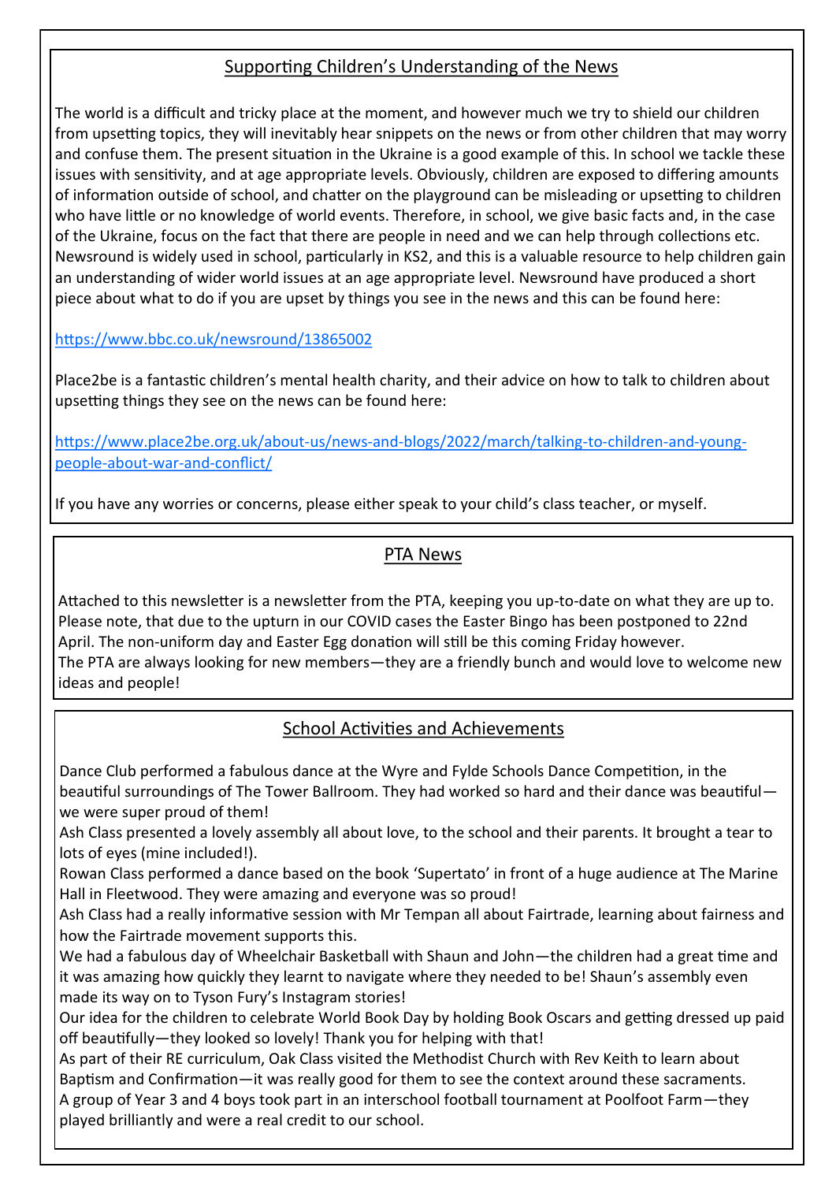## Supporting Children's Understanding of the News

The world is a difficult and tricky place at the moment, and however much we try to shield our children from upsetting topics, they will inevitably hear snippets on the news or from other children that may worry and confuse them. The present situation in the Ukraine is a good example of this. In school we tackle these issues with sensitivity, and at age appropriate levels. Obviously, children are exposed to differing amounts of information outside of school, and chatter on the playground can be misleading or upsetting to children who have little or no knowledge of world events. Therefore, in school, we give basic facts and, in the case of the Ukraine, focus on the fact that there are people in need and we can help through collections etc. Newsround is widely used in school, particularly in KS2, and this is a valuable resource to help children gain an understanding of wider world issues at an age appropriate level. Newsround have produced a short piece about what to do if you are upset by things you see in the news and this can be found here:

https://www.bbc.co.uk/newsround/13865002

Place2be is a fantastic children's mental health charity, and their advice on how to talk to children about upsetting things they see on the news can be found here:

https://www.place2be.org.uk/about-us/news-and-blogs/2022/march/talking-to-children-and-young-people-about-war-and-conflict/

If you have any worries or concerns, please either speak to your child's class teacher, or myself.

## PTA News

Attached to this newsletter is a newsletter from the PTA, keeping you up-to-date on what they are up to. Please note, that due to the upturn in our COVID cases the Easter Bingo has been postponed to 22nd April. The non-uniform day and Easter Egg donation will still be this coming Friday however.
The PTA are always looking for new members—they are a friendly bunch and would love to welcome new ideas and people!

## School Activities and Achievements

Dance Club performed a fabulous dance at the Wyre and Fylde Schools Dance Competition, in the beautiful surroundings of The Tower Ballroom. They had worked so hard and their dance was beautiful—we were super proud of them!
Ash Class presented a lovely assembly all about love, to the school and their parents. It brought a tear to lots of eyes (mine included!).
Rowan Class performed a dance based on the book 'Supertato' in front of a huge audience at The Marine Hall in Fleetwood. They were amazing and everyone was so proud!
Ash Class had a really informative session with Mr Tempan all about Fairtrade, learning about fairness and how the Fairtrade movement supports this.
We had a fabulous day of Wheelchair Basketball with Shaun and John—the children had a great time and it was amazing how quickly they learnt to navigate where they needed to be! Shaun's assembly even made its way on to Tyson Fury's Instagram stories!
Our idea for the children to celebrate World Book Day by holding Book Oscars and getting dressed up paid off beautifully—they looked so lovely! Thank you for helping with that!
As part of their RE curriculum, Oak Class visited the Methodist Church with Rev Keith to learn about Baptism and Confirmation—it was really good for them to see the context around these sacraments.
A group of Year 3 and 4 boys took part in an interschool football tournament at Poolfoot Farm—they played brilliantly and were a real credit to our school.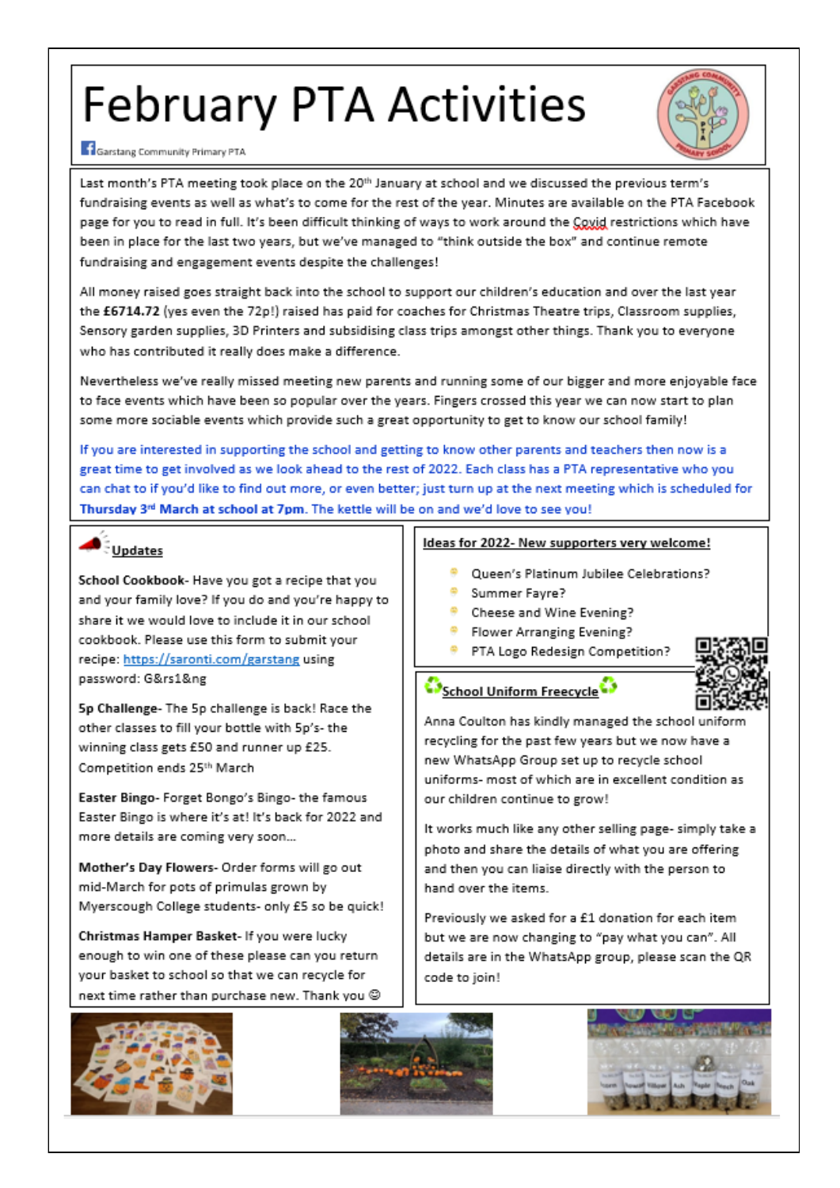# February PTA Activities

Garstang Community Primary PTA

Last month's PTA meeting took place on the 20th January at school and we discussed the previous term's fundraising events as well as what's to come for the rest of the year. Minutes are available on the PTA Facebook page for you to read in full. It's been difficult thinking of ways to work around the Covid restrictions which have been in place for the last two years, but we've managed to "think outside the box" and continue remote fundraising and engagement events despite the challenges!

All money raised goes straight back into the school to support our children's education and over the last year the **£6714.72** (yes even the 72p!) raised has paid for coaches for Christmas Theatre trips, Classroom supplies, Sensory garden supplies, 3D Printers and subsidising class trips amongst other things. Thank you to everyone who has contributed it really does make a difference.

Nevertheless we've really missed meeting new parents and running some of our bigger and more enjoyable face to face events which have been so popular over the years. Fingers crossed this year we can now start to plan some more sociable events which provide such a great opportunity to get to know our school family!

If you are interested in supporting the school and getting to know other parents and teachers then now is a great time to get involved as we look ahead to the rest of 2022. Each class has a PTA representative who you can chat to if you'd like to find out more, or even better; just turn up at the next meeting which is scheduled for **Thursday 3rd March at school at 7pm**. The kettle will be on and we'd love to see you!

## Updates

**School Cookbook**- Have you got a recipe that you and your family love? If you do and you're happy to share it we would love to include it in our school cookbook. Please use this form to submit your recipe: https://saronti.com/garstang using password: G&rs1&ng

**5p Challenge**- The 5p challenge is back! Race the other classes to fill your bottle with 5p's- the winning class gets £50 and runner up £25. Competition ends 25th March

**Easter Bingo**- Forget Bongo's Bingo- the famous Easter Bingo is where it's at! It's back for 2022 and more details are coming very soon…

**Mother's Day Flowers**- Order forms will go out mid-March for pots of primulas grown by Myerscough College students- only £5 so be quick!

**Christmas Hamper Basket**- If you were lucky enough to win one of these please can you return your basket to school so that we can recycle for next time rather than purchase new. Thank you ☺

## Ideas for 2022- New supporters very welcome!

- Queen's Platinum Jubilee Celebrations?
- Summer Fayre?
- Cheese and Wine Evening?
- Flower Arranging Evening?
- PTA Logo Redesign Competition?

## School Uniform Freecycle

Anna Coulton has kindly managed the school uniform recycling for the past few years but we now have a new WhatsApp Group set up to recycle school uniforms- most of which are in excellent condition as our children continue to grow!

It works much like any other selling page- simply take a photo and share the details of what you are offering and then you can liaise directly with the person to hand over the items.

Previously we asked for a £1 donation for each item but we are now changing to "pay what you can". All details are in the WhatsApp group, please scan the QR code to join!